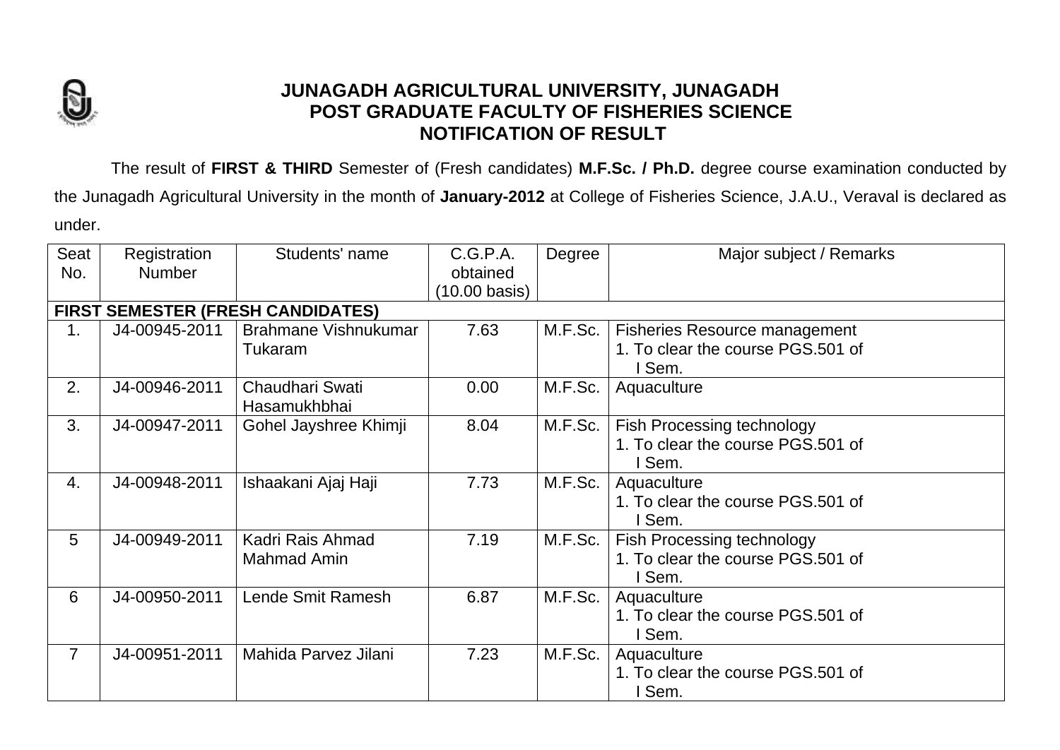# JUNAGADH AGRICULTURAL UNIVERSITY, JUNAGADH
## POST GRADUATE FACULTY OF FISHERIES SCIENCE
## NOTIFICATION OF RESULT

The result of **FIRST & THIRD** Semester of (Fresh candidates) **M.F.Sc. / Ph.D.** degree course examination conducted by the Junagadh Agricultural University in the month of **January-2012** at College of Fisheries Science, J.A.U., Veraval is declared as under.

| Seat No. | Registration Number | Students' name | C.G.P.A. obtained (10.00 basis) | Degree | Major subject / Remarks |
|---|---|---|---|---|---|
| **FIRST SEMESTER (FRESH CANDIDATES)** | | | | | |
| 1. | J4-00945-2011 | Brahmane Vishnukumar Tukaram | 7.63 | M.F.Sc. | Fisheries Resource management<br>1. To clear the course PGS.501 of I Sem. |
| 2. | J4-00946-2011 | Chaudhari Swati Hasamukhbhai | 0.00 | M.F.Sc. | Aquaculture |
| 3. | J4-00947-2011 | Gohel Jayshree Khimji | 8.04 | M.F.Sc. | Fish Processing technology<br>1. To clear the course PGS.501 of I Sem. |
| 4. | J4-00948-2011 | Ishaakani Ajaj Haji | 7.73 | M.F.Sc. | Aquaculture<br>1. To clear the course PGS.501 of I Sem. |
| 5 | J4-00949-2011 | Kadri Rais Ahmad Mahmad Amin | 7.19 | M.F.Sc. | Fish Processing technology<br>1. To clear the course PGS.501 of I Sem. |
| 6 | J4-00950-2011 | Lende Smit Ramesh | 6.87 | M.F.Sc. | Aquaculture<br>1. To clear the course PGS.501 of I Sem. |
| 7 | J4-00951-2011 | Mahida Parvez Jilani | 7.23 | M.F.Sc. | Aquaculture<br>1. To clear the course PGS.501 of I Sem. |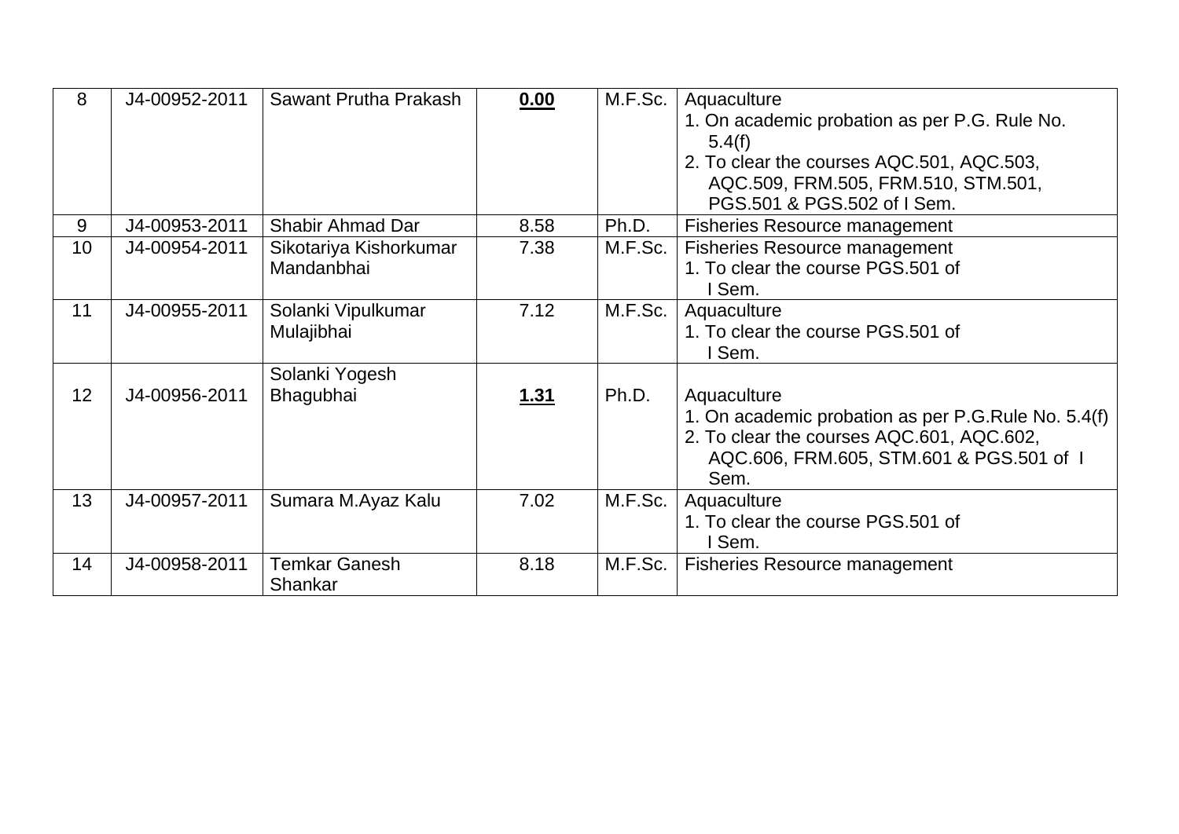| | | | | | |
|---|---|---|---|---|---|
| 8 | J4-00952-2011 | Sawant Prutha Prakash | **0.00** | M.F.Sc. | Aquaculture<br>1. On academic probation as per P.G. Rule No. 5.4(f)<br>2. To clear the courses AQC.501, AQC.503, AQC.509, FRM.505, FRM.510, STM.501, PGS.501 & PGS.502 of I Sem. |
| 9 | J4-00953-2011 | Shabir Ahmad Dar | 8.58 | Ph.D. | Fisheries Resource management |
| 10 | J4-00954-2011 | Sikotariya Kishorkumar Mandanbhai | 7.38 | M.F.Sc. | Fisheries Resource management<br>1. To clear the course PGS.501 of I Sem. |
| 11 | J4-00955-2011 | Solanki Vipulkumar Mulajibhai | 7.12 | M.F.Sc. | Aquaculture<br>1. To clear the course PGS.501 of I Sem. |
| 12 | J4-00956-2011 | Solanki Yogesh Bhagubhai | **1.31** | Ph.D. | Aquaculture<br>1. On academic probation as per P.G.Rule No. 5.4(f)<br>2. To clear the courses AQC.601, AQC.602, AQC.606, FRM.605, STM.601 & PGS.501 of I Sem. |
| 13 | J4-00957-2011 | Sumara M.Ayaz Kalu | 7.02 | M.F.Sc. | Aquaculture<br>1. To clear the course PGS.501 of I Sem. |
| 14 | J4-00958-2011 | Temkar Ganesh Shankar | 8.18 | M.F.Sc. | Fisheries Resource management |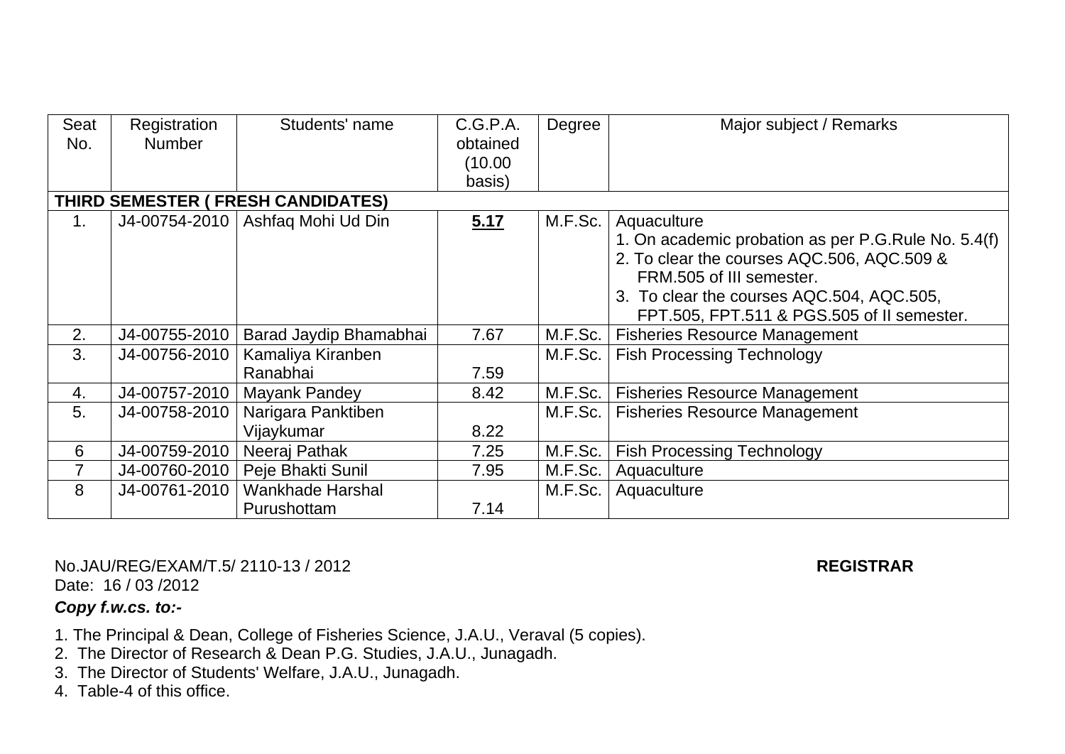| Seat No. | Registration Number | Students' name | C.G.P.A. obtained (10.00 basis) | Degree | Major subject / Remarks |
|---|---|---|---|---|---|
| **THIRD SEMESTER ( FRESH CANDIDATES)** | | | | | |
| 1. | J4-00754-2010 | Ashfaq Mohi Ud Din | **5.17** | M.F.Sc. | Aquaculture<br>1. On academic probation as per P.G.Rule No. 5.4(f)<br>2. To clear the courses AQC.506, AQC.509 & FRM.505 of III semester.<br>3. To clear the courses AQC.504, AQC.505, FPT.505, FPT.511 & PGS.505 of II semester. |
| 2. | J4-00755-2010 | Barad Jaydip Bhamabhai | 7.67 | M.F.Sc. | Fisheries Resource Management |
| 3. | J4-00756-2010 | Kamaliya Kiranben Ranabhai | 7.59 | M.F.Sc. | Fish Processing Technology |
| 4. | J4-00757-2010 | Mayank Pandey | 8.42 | M.F.Sc. | Fisheries Resource Management |
| 5. | J4-00758-2010 | Narigara Panktiben Vijaykumar | 8.22 | M.F.Sc. | Fisheries Resource Management |
| 6 | J4-00759-2010 | Neeraj Pathak | 7.25 | M.F.Sc. | Fish Processing Technology |
| 7 | J4-00760-2010 | Peje Bhakti Sunil | 7.95 | M.F.Sc. | Aquaculture |
| 8 | J4-00761-2010 | Wankhade Harshal Purushottam | 7.14 | M.F.Sc. | Aquaculture |

No.JAU/REG/EXAM/T.5/ 2110-13 / 2012

Date: 16 / 03 /2012

**REGISTRAR**

***Copy f.w.cs. to:-***

1. The Principal & Dean, College of Fisheries Science, J.A.U., Veraval (5 copies).
2. The Director of Research & Dean P.G. Studies, J.A.U., Junagadh.
3. The Director of Students' Welfare, J.A.U., Junagadh.
4. Table-4 of this office.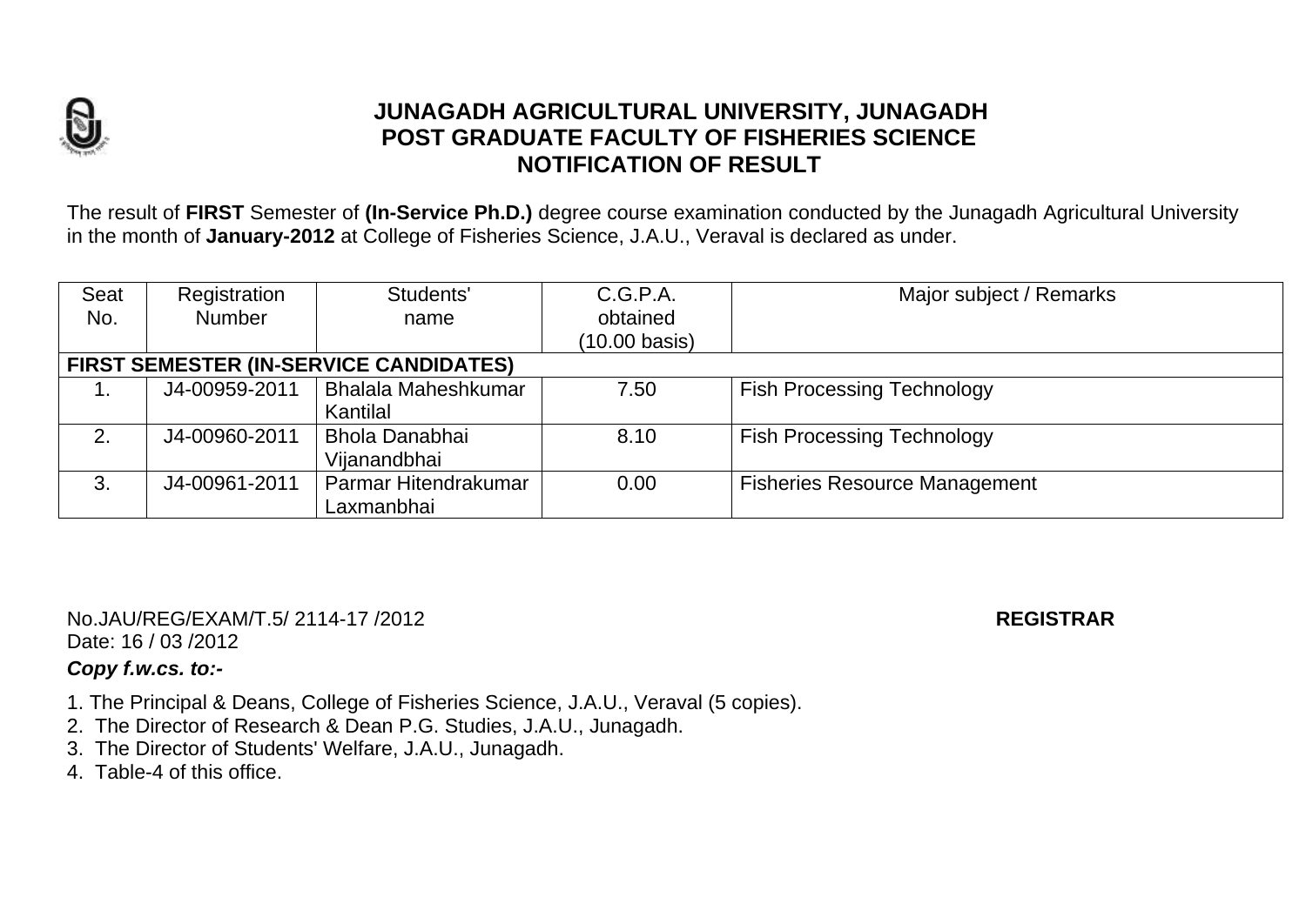# JUNAGADH AGRICULTURAL UNIVERSITY, JUNAGADH
## POST GRADUATE FACULTY OF FISHERIES SCIENCE
## NOTIFICATION OF RESULT

The result of **FIRST** Semester of **(In-Service Ph.D.)** degree course examination conducted by the Junagadh Agricultural University in the month of **January-2012** at College of Fisheries Science, J.A.U., Veraval is declared as under.

| Seat No. | Registration Number | Students' name | C.G.P.A. obtained (10.00 basis) | Major subject / Remarks |
|---|---|---|---|---|
| **FIRST SEMESTER (IN-SERVICE CANDIDATES)** | | | | |
| 1. | J4-00959-2011 | Bhalala Maheshkumar Kantilal | 7.50 | Fish Processing Technology |
| 2. | J4-00960-2011 | Bhola Danabhai Vijanandbhai | 8.10 | Fish Processing Technology |
| 3. | J4-00961-2011 | Parmar Hitendrakumar Laxmanbhai | 0.00 | Fisheries Resource Management |

No.JAU/REG/EXAM/T.5/ 2114-17 /2012
Date: 16 / 03 /2012

**REGISTRAR**

***Copy f.w.cs. to:-***

1. The Principal & Deans, College of Fisheries Science, J.A.U., Veraval (5 copies).
2. The Director of Research & Dean P.G. Studies, J.A.U., Junagadh.
3. The Director of Students' Welfare, J.A.U., Junagadh.
4. Table-4 of this office.